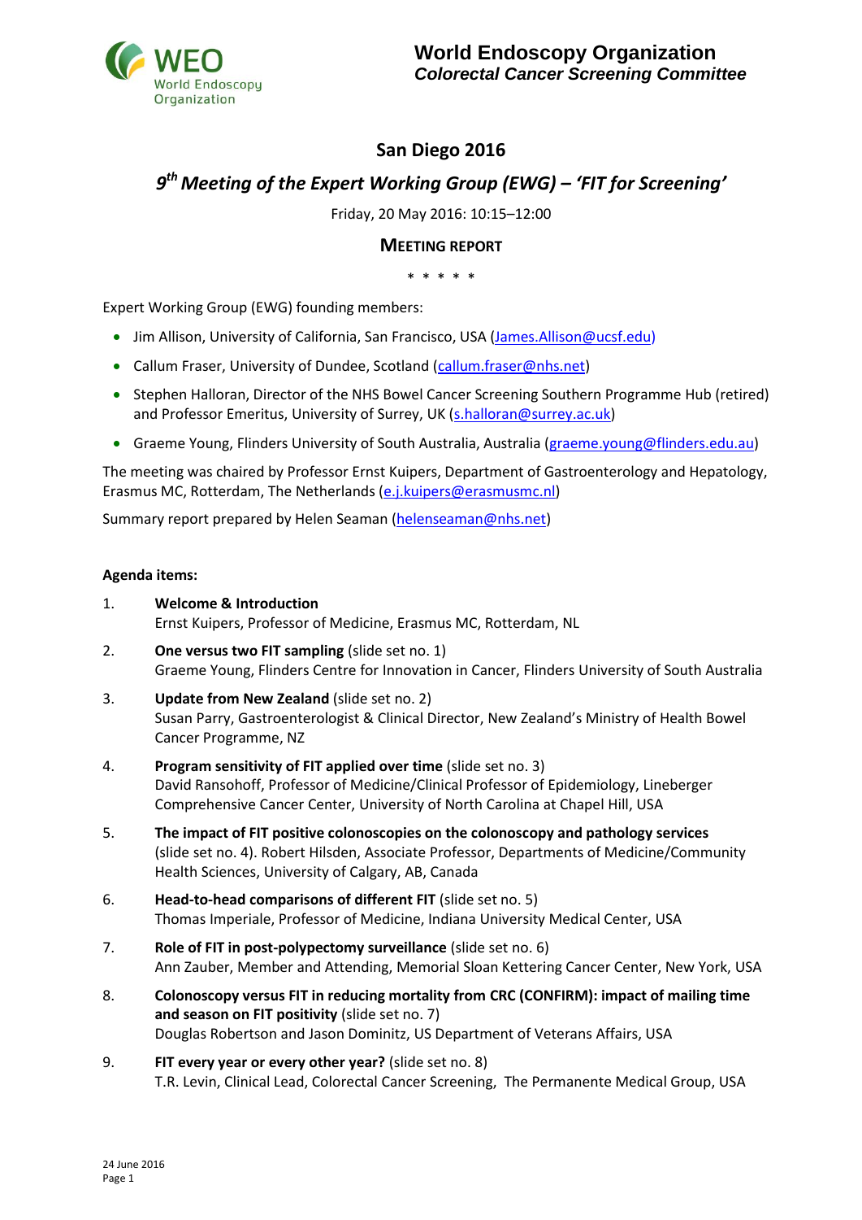# World Endoscopy Organization
*Colorectal Cancer Screening Committee*

## San Diego 2016

## *9th Meeting of the Expert Working Group (EWG) – 'FIT for Screening'*

Friday, 20 May 2016: 10:15–12:00

### MEETING REPORT

\* \* \* \* \*

Expert Working Group (EWG) founding members:

- Jim Allison, University of California, San Francisco, USA (James.Allison@ucsf.edu)
- Callum Fraser, University of Dundee, Scotland (callum.fraser@nhs.net)
- Stephen Halloran, Director of the NHS Bowel Cancer Screening Southern Programme Hub (retired) and Professor Emeritus, University of Surrey, UK (s.halloran@surrey.ac.uk)
- Graeme Young, Flinders University of South Australia, Australia (graeme.young@flinders.edu.au)

The meeting was chaired by Professor Ernst Kuipers, Department of Gastroenterology and Hepatology, Erasmus MC, Rotterdam, The Netherlands (e.j.kuipers@erasmusmc.nl)

Summary report prepared by Helen Seaman (helenseaman@nhs.net)

**Agenda items:**

1. **Welcome & Introduction**
   Ernst Kuipers, Professor of Medicine, Erasmus MC, Rotterdam, NL
2. **One versus two FIT sampling** (slide set no. 1)
   Graeme Young, Flinders Centre for Innovation in Cancer, Flinders University of South Australia
3. **Update from New Zealand** (slide set no. 2)
   Susan Parry, Gastroenterologist & Clinical Director, New Zealand's Ministry of Health Bowel Cancer Programme, NZ
4. **Program sensitivity of FIT applied over time** (slide set no. 3)
   David Ransohoff, Professor of Medicine/Clinical Professor of Epidemiology, Lineberger Comprehensive Cancer Center, University of North Carolina at Chapel Hill, USA
5. **The impact of FIT positive colonoscopies on the colonoscopy and pathology services** (slide set no. 4). Robert Hilsden, Associate Professor, Departments of Medicine/Community Health Sciences, University of Calgary, AB, Canada
6. **Head-to-head comparisons of different FIT** (slide set no. 5)
   Thomas Imperiale, Professor of Medicine, Indiana University Medical Center, USA
7. **Role of FIT in post-polypectomy surveillance** (slide set no. 6)
   Ann Zauber, Member and Attending, Memorial Sloan Kettering Cancer Center, New York, USA
8. **Colonoscopy versus FIT in reducing mortality from CRC (CONFIRM): impact of mailing time and season on FIT positivity** (slide set no. 7)
   Douglas Robertson and Jason Dominitz, US Department of Veterans Affairs, USA
9. **FIT every year or every other year?** (slide set no. 8)
   T.R. Levin, Clinical Lead, Colorectal Cancer Screening, The Permanente Medical Group, USA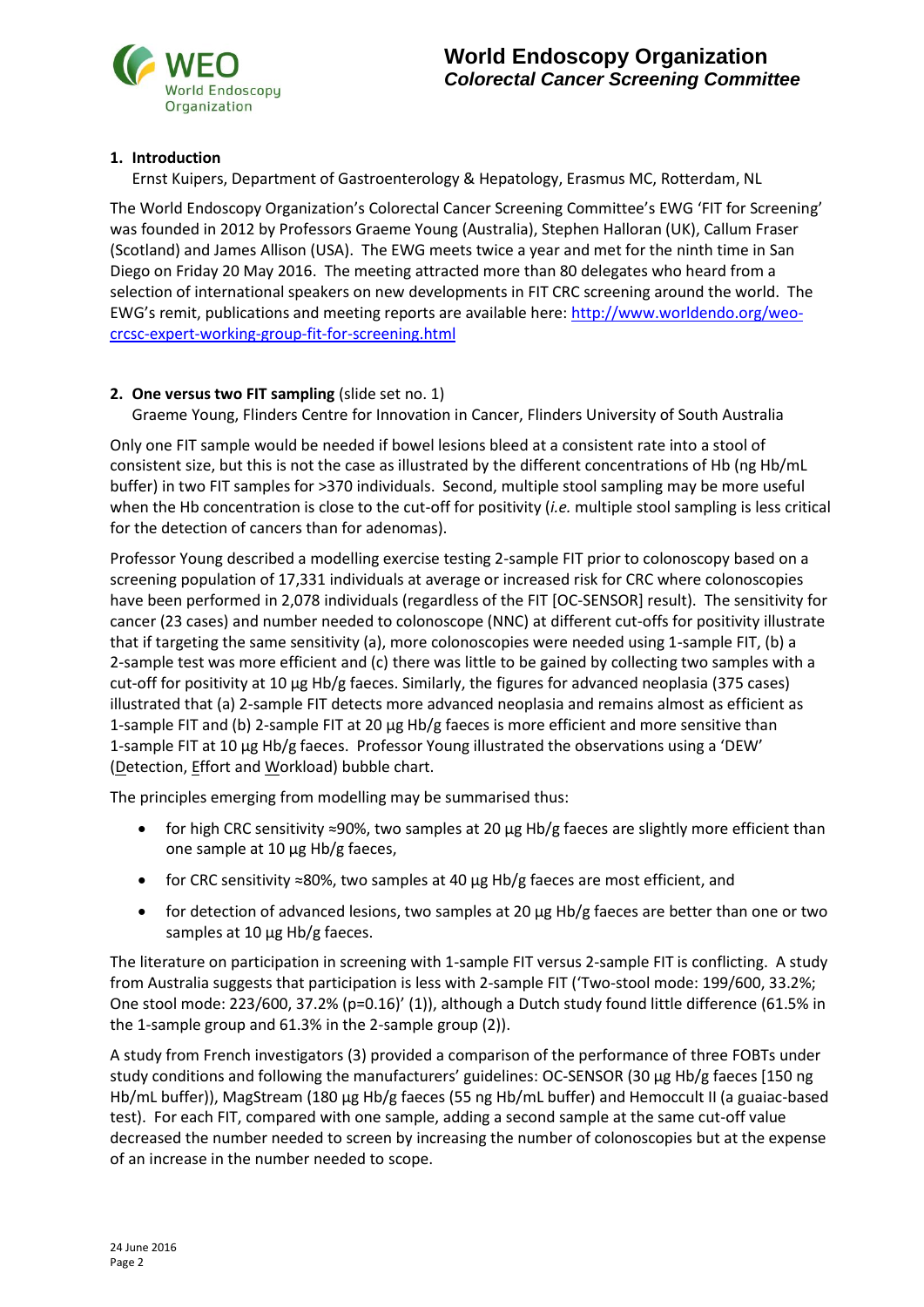## 1. Introduction

Ernst Kuipers, Department of Gastroenterology & Hepatology, Erasmus MC, Rotterdam, NL

The World Endoscopy Organization's Colorectal Cancer Screening Committee's EWG 'FIT for Screening' was founded in 2012 by Professors Graeme Young (Australia), Stephen Halloran (UK), Callum Fraser (Scotland) and James Allison (USA). The EWG meets twice a year and met for the ninth time in San Diego on Friday 20 May 2016. The meeting attracted more than 80 delegates who heard from a selection of international speakers on new developments in FIT CRC screening around the world. The EWG's remit, publications and meeting reports are available here: [http://www.worldendo.org/weo-crcsc-expert-working-group-fit-for-screening.html](http://www.worldendo.org/weo-crcsc-expert-working-group-fit-for-screening.html)

## 2. One versus two FIT sampling (slide set no. 1)

Graeme Young, Flinders Centre for Innovation in Cancer, Flinders University of South Australia

Only one FIT sample would be needed if bowel lesions bleed at a consistent rate into a stool of consistent size, but this is not the case as illustrated by the different concentrations of Hb (ng Hb/mL buffer) in two FIT samples for >370 individuals. Second, multiple stool sampling may be more useful when the Hb concentration is close to the cut-off for positivity (*i.e.* multiple stool sampling is less critical for the detection of cancers than for adenomas).

Professor Young described a modelling exercise testing 2-sample FIT prior to colonoscopy based on a screening population of 17,331 individuals at average or increased risk for CRC where colonoscopies have been performed in 2,078 individuals (regardless of the FIT [OC-SENSOR] result). The sensitivity for cancer (23 cases) and number needed to colonoscope (NNC) at different cut-offs for positivity illustrate that if targeting the same sensitivity (a), more colonoscopies were needed using 1-sample FIT, (b) a 2-sample test was more efficient and (c) there was little to be gained by collecting two samples with a cut-off for positivity at 10 μg Hb/g faeces. Similarly, the figures for advanced neoplasia (375 cases) illustrated that (a) 2-sample FIT detects more advanced neoplasia and remains almost as efficient as 1-sample FIT and (b) 2-sample FIT at 20 μg Hb/g faeces is more efficient and more sensitive than 1-sample FIT at 10 μg Hb/g faeces. Professor Young illustrated the observations using a 'DEW' (Detection, Effort and Workload) bubble chart.

The principles emerging from modelling may be summarised thus:

- for high CRC sensitivity ≈90%, two samples at 20 μg Hb/g faeces are slightly more efficient than one sample at 10 μg Hb/g faeces,
- for CRC sensitivity ≈80%, two samples at 40 μg Hb/g faeces are most efficient, and
- for detection of advanced lesions, two samples at 20 μg Hb/g faeces are better than one or two samples at 10 μg Hb/g faeces.

The literature on participation in screening with 1-sample FIT versus 2-sample FIT is conflicting. A study from Australia suggests that participation is less with 2-sample FIT ('Two-stool mode: 199/600, 33.2%; One stool mode: 223/600, 37.2% (p=0.16)' (1)), although a Dutch study found little difference (61.5% in the 1-sample group and 61.3% in the 2-sample group (2)).

A study from French investigators (3) provided a comparison of the performance of three FOBTs under study conditions and following the manufacturers' guidelines: OC-SENSOR (30 μg Hb/g faeces [150 ng Hb/mL buffer)), MagStream (180 μg Hb/g faeces (55 ng Hb/mL buffer) and Hemoccult II (a guaiac-based test). For each FIT, compared with one sample, adding a second sample at the same cut-off value decreased the number needed to screen by increasing the number of colonoscopies but at the expense of an increase in the number needed to scope.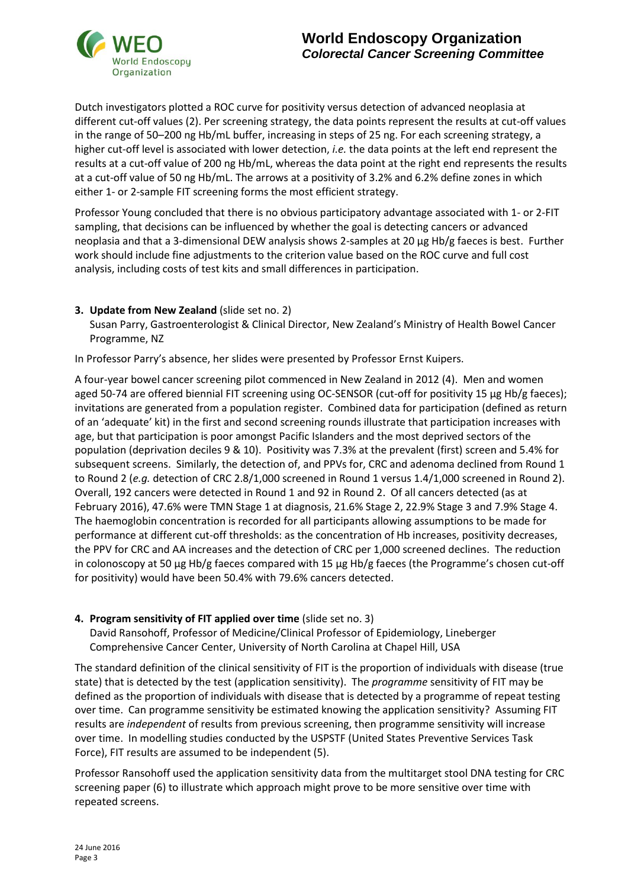Dutch investigators plotted a ROC curve for positivity versus detection of advanced neoplasia at different cut-off values (2). Per screening strategy, the data points represent the results at cut-off values in the range of 50–200 ng Hb/mL buffer, increasing in steps of 25 ng. For each screening strategy, a higher cut-off level is associated with lower detection, *i.e.* the data points at the left end represent the results at a cut-off value of 200 ng Hb/mL, whereas the data point at the right end represents the results at a cut-off value of 50 ng Hb/mL. The arrows at a positivity of 3.2% and 6.2% define zones in which either 1- or 2-sample FIT screening forms the most efficient strategy.

Professor Young concluded that there is no obvious participatory advantage associated with 1- or 2-FIT sampling, that decisions can be influenced by whether the goal is detecting cancers or advanced neoplasia and that a 3-dimensional DEW analysis shows 2-samples at 20 µg Hb/g faeces is best. Further work should include fine adjustments to the criterion value based on the ROC curve and full cost analysis, including costs of test kits and small differences in participation.

**3. Update from New Zealand** (slide set no. 2)
Susan Parry, Gastroenterologist & Clinical Director, New Zealand's Ministry of Health Bowel Cancer Programme, NZ

In Professor Parry's absence, her slides were presented by Professor Ernst Kuipers.

A four-year bowel cancer screening pilot commenced in New Zealand in 2012 (4). Men and women aged 50-74 are offered biennial FIT screening using OC-SENSOR (cut-off for positivity 15 µg Hb/g faeces); invitations are generated from a population register. Combined data for participation (defined as return of an 'adequate' kit) in the first and second screening rounds illustrate that participation increases with age, but that participation is poor amongst Pacific Islanders and the most deprived sectors of the population (deprivation deciles 9 & 10). Positivity was 7.3% at the prevalent (first) screen and 5.4% for subsequent screens. Similarly, the detection of, and PPVs for, CRC and adenoma declined from Round 1 to Round 2 (*e.g.* detection of CRC 2.8/1,000 screened in Round 1 versus 1.4/1,000 screened in Round 2). Overall, 192 cancers were detected in Round 1 and 92 in Round 2. Of all cancers detected (as at February 2016), 47.6% were TMN Stage 1 at diagnosis, 21.6% Stage 2, 22.9% Stage 3 and 7.9% Stage 4. The haemoglobin concentration is recorded for all participants allowing assumptions to be made for performance at different cut-off thresholds: as the concentration of Hb increases, positivity decreases, the PPV for CRC and AA increases and the detection of CRC per 1,000 screened declines. The reduction in colonoscopy at 50 µg Hb/g faeces compared with 15 µg Hb/g faeces (the Programme's chosen cut-off for positivity) would have been 50.4% with 79.6% cancers detected.

**4. Program sensitivity of FIT applied over time** (slide set no. 3)
David Ransohoff, Professor of Medicine/Clinical Professor of Epidemiology, Lineberger Comprehensive Cancer Center, University of North Carolina at Chapel Hill, USA

The standard definition of the clinical sensitivity of FIT is the proportion of individuals with disease (true state) that is detected by the test (application sensitivity). The *programme* sensitivity of FIT may be defined as the proportion of individuals with disease that is detected by a programme of repeat testing over time. Can programme sensitivity be estimated knowing the application sensitivity? Assuming FIT results are *independent* of results from previous screening, then programme sensitivity will increase over time. In modelling studies conducted by the USPSTF (United States Preventive Services Task Force), FIT results are assumed to be independent (5).

Professor Ransohoff used the application sensitivity data from the multitarget stool DNA testing for CRC screening paper (6) to illustrate which approach might prove to be more sensitive over time with repeated screens.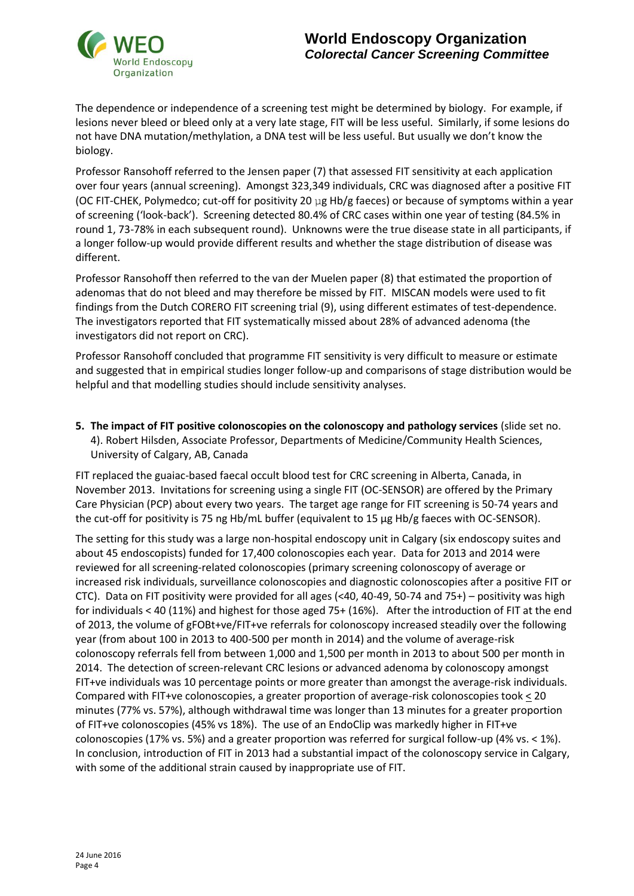The dependence or independence of a screening test might be determined by biology. For example, if lesions never bleed or bleed only at a very late stage, FIT will be less useful. Similarly, if some lesions do not have DNA mutation/methylation, a DNA test will be less useful. But usually we don't know the biology.

Professor Ransohoff referred to the Jensen paper (7) that assessed FIT sensitivity at each application over four years (annual screening). Amongst 323,349 individuals, CRC was diagnosed after a positive FIT (OC FIT-CHEK, Polymedco; cut-off for positivity 20 µg Hb/g faeces) or because of symptoms within a year of screening ('look-back'). Screening detected 80.4% of CRC cases within one year of testing (84.5% in round 1, 73-78% in each subsequent round). Unknowns were the true disease state in all participants, if a longer follow-up would provide different results and whether the stage distribution of disease was different.

Professor Ransohoff then referred to the van der Muelen paper (8) that estimated the proportion of adenomas that do not bleed and may therefore be missed by FIT. MISCAN models were used to fit findings from the Dutch CORERO FIT screening trial (9), using different estimates of test-dependence. The investigators reported that FIT systematically missed about 28% of advanced adenoma (the investigators did not report on CRC).

Professor Ransohoff concluded that programme FIT sensitivity is very difficult to measure or estimate and suggested that in empirical studies longer follow-up and comparisons of stage distribution would be helpful and that modelling studies should include sensitivity analyses.

5. **The impact of FIT positive colonoscopies on the colonoscopy and pathology services** (slide set no. 4). Robert Hilsden, Associate Professor, Departments of Medicine/Community Health Sciences, University of Calgary, AB, Canada

FIT replaced the guaiac-based faecal occult blood test for CRC screening in Alberta, Canada, in November 2013. Invitations for screening using a single FIT (OC-SENSOR) are offered by the Primary Care Physician (PCP) about every two years. The target age range for FIT screening is 50-74 years and the cut-off for positivity is 75 ng Hb/mL buffer (equivalent to 15 µg Hb/g faeces with OC-SENSOR).

The setting for this study was a large non-hospital endoscopy unit in Calgary (six endoscopy suites and about 45 endoscopists) funded for 17,400 colonoscopies each year. Data for 2013 and 2014 were reviewed for all screening-related colonoscopies (primary screening colonoscopy of average or increased risk individuals, surveillance colonoscopies and diagnostic colonoscopies after a positive FIT or CTC). Data on FIT positivity were provided for all ages (<40, 40-49, 50-74 and 75+) – positivity was high for individuals < 40 (11%) and highest for those aged 75+ (16%). After the introduction of FIT at the end of 2013, the volume of gFOBt+ve/FIT+ve referrals for colonoscopy increased steadily over the following year (from about 100 in 2013 to 400-500 per month in 2014) and the volume of average-risk colonoscopy referrals fell from between 1,000 and 1,500 per month in 2013 to about 500 per month in 2014. The detection of screen-relevant CRC lesions or advanced adenoma by colonoscopy amongst FIT+ve individuals was 10 percentage points or more greater than amongst the average-risk individuals. Compared with FIT+ve colonoscopies, a greater proportion of average-risk colonoscopies took ≤ 20 minutes (77% vs. 57%), although withdrawal time was longer than 13 minutes for a greater proportion of FIT+ve colonoscopies (45% vs 18%). The use of an EndoClip was markedly higher in FIT+ve colonoscopies (17% vs. 5%) and a greater proportion was referred for surgical follow-up (4% vs. < 1%). In conclusion, introduction of FIT in 2013 had a substantial impact of the colonoscopy service in Calgary, with some of the additional strain caused by inappropriate use of FIT.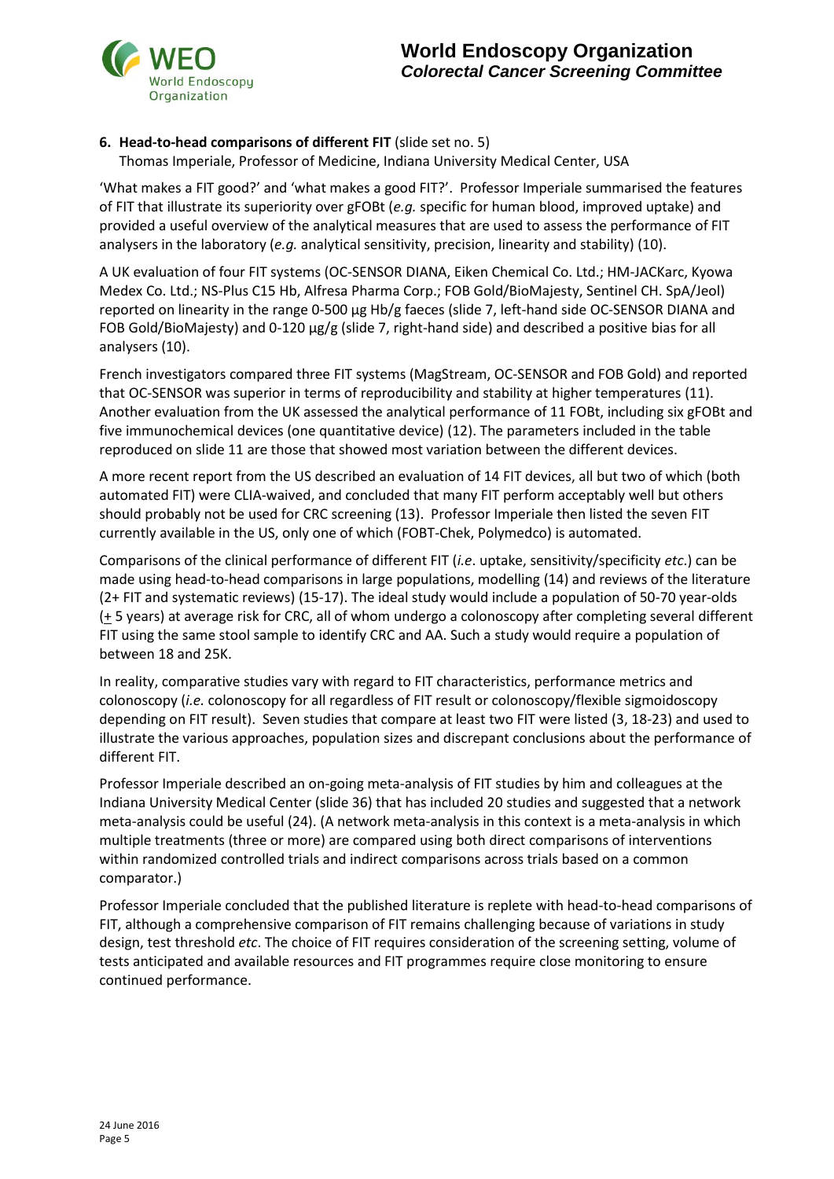**6. Head-to-head comparisons of different FIT** (slide set no. 5)
Thomas Imperiale, Professor of Medicine, Indiana University Medical Center, USA

'What makes a FIT good?' and 'what makes a good FIT?'. Professor Imperiale summarised the features of FIT that illustrate its superiority over gFOBt (*e.g.* specific for human blood, improved uptake) and provided a useful overview of the analytical measures that are used to assess the performance of FIT analysers in the laboratory (*e.g.* analytical sensitivity, precision, linearity and stability) (10).

A UK evaluation of four FIT systems (OC-SENSOR DIANA, Eiken Chemical Co. Ltd.; HM-JACKarc, Kyowa Medex Co. Ltd.; NS-Plus C15 Hb, Alfresa Pharma Corp.; FOB Gold/BioMajesty, Sentinel CH. SpA/Jeol) reported on linearity in the range 0-500 µg Hb/g faeces (slide 7, left-hand side OC-SENSOR DIANA and FOB Gold/BioMajesty) and 0-120 µg/g (slide 7, right-hand side) and described a positive bias for all analysers (10).

French investigators compared three FIT systems (MagStream, OC-SENSOR and FOB Gold) and reported that OC-SENSOR was superior in terms of reproducibility and stability at higher temperatures (11). Another evaluation from the UK assessed the analytical performance of 11 FOBt, including six gFOBt and five immunochemical devices (one quantitative device) (12). The parameters included in the table reproduced on slide 11 are those that showed most variation between the different devices.

A more recent report from the US described an evaluation of 14 FIT devices, all but two of which (both automated FIT) were CLIA-waived, and concluded that many FIT perform acceptably well but others should probably not be used for CRC screening (13). Professor Imperiale then listed the seven FIT currently available in the US, only one of which (FOBT-Chek, Polymedco) is automated.

Comparisons of the clinical performance of different FIT (*i.e*. uptake, sensitivity/specificity *etc.*) can be made using head-to-head comparisons in large populations, modelling (14) and reviews of the literature (2+ FIT and systematic reviews) (15-17). The ideal study would include a population of 50-70 year-olds (± 5 years) at average risk for CRC, all of whom undergo a colonoscopy after completing several different FIT using the same stool sample to identify CRC and AA. Such a study would require a population of between 18 and 25K.

In reality, comparative studies vary with regard to FIT characteristics, performance metrics and colonoscopy (*i.e.* colonoscopy for all regardless of FIT result or colonoscopy/flexible sigmoidoscopy depending on FIT result). Seven studies that compare at least two FIT were listed (3, 18-23) and used to illustrate the various approaches, population sizes and discrepant conclusions about the performance of different FIT.

Professor Imperiale described an on-going meta-analysis of FIT studies by him and colleagues at the Indiana University Medical Center (slide 36) that has included 20 studies and suggested that a network meta-analysis could be useful (24). (A network meta-analysis in this context is a meta-analysis in which multiple treatments (three or more) are compared using both direct comparisons of interventions within randomized controlled trials and indirect comparisons across trials based on a common comparator.)

Professor Imperiale concluded that the published literature is replete with head-to-head comparisons of FIT, although a comprehensive comparison of FIT remains challenging because of variations in study design, test threshold *etc*. The choice of FIT requires consideration of the screening setting, volume of tests anticipated and available resources and FIT programmes require close monitoring to ensure continued performance.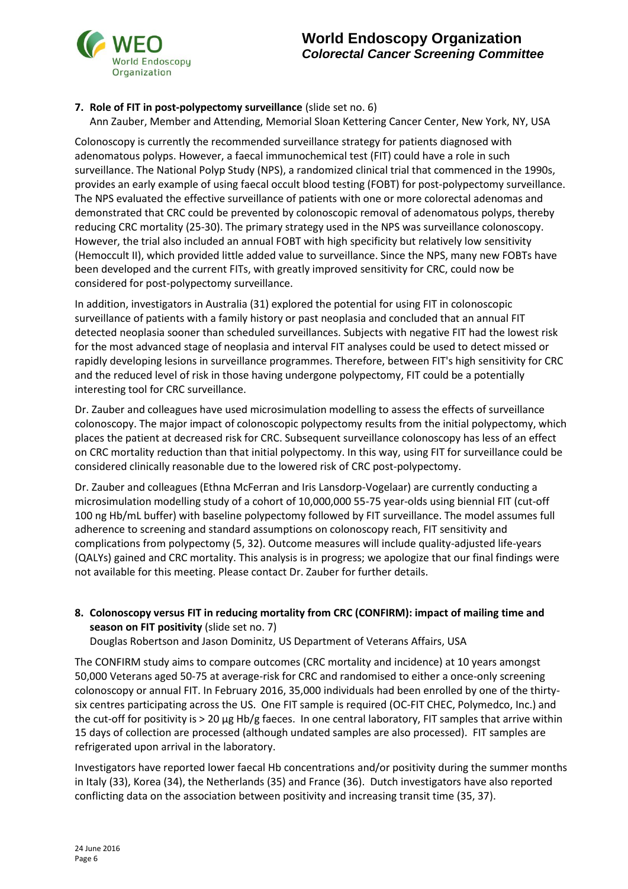**7. Role of FIT in post-polypectomy surveillance** (slide set no. 6)

Ann Zauber, Member and Attending, Memorial Sloan Kettering Cancer Center, New York, NY, USA

Colonoscopy is currently the recommended surveillance strategy for patients diagnosed with adenomatous polyps. However, a faecal immunochemical test (FIT) could have a role in such surveillance. The National Polyp Study (NPS), a randomized clinical trial that commenced in the 1990s, provides an early example of using faecal occult blood testing (FOBT) for post-polypectomy surveillance. The NPS evaluated the effective surveillance of patients with one or more colorectal adenomas and demonstrated that CRC could be prevented by colonoscopic removal of adenomatous polyps, thereby reducing CRC mortality (25-30). The primary strategy used in the NPS was surveillance colonoscopy. However, the trial also included an annual FOBT with high specificity but relatively low sensitivity (Hemoccult II), which provided little added value to surveillance. Since the NPS, many new FOBTs have been developed and the current FITs, with greatly improved sensitivity for CRC, could now be considered for post-polypectomy surveillance.

In addition, investigators in Australia (31) explored the potential for using FIT in colonoscopic surveillance of patients with a family history or past neoplasia and concluded that an annual FIT detected neoplasia sooner than scheduled surveillances. Subjects with negative FIT had the lowest risk for the most advanced stage of neoplasia and interval FIT analyses could be used to detect missed or rapidly developing lesions in surveillance programmes. Therefore, between FIT's high sensitivity for CRC and the reduced level of risk in those having undergone polypectomy, FIT could be a potentially interesting tool for CRC surveillance.

Dr. Zauber and colleagues have used microsimulation modelling to assess the effects of surveillance colonoscopy. The major impact of colonoscopic polypectomy results from the initial polypectomy, which places the patient at decreased risk for CRC. Subsequent surveillance colonoscopy has less of an effect on CRC mortality reduction than that initial polypectomy. In this way, using FIT for surveillance could be considered clinically reasonable due to the lowered risk of CRC post-polypectomy.

Dr. Zauber and colleagues (Ethna McFerran and Iris Lansdorp-Vogelaar) are currently conducting a microsimulation modelling study of a cohort of 10,000,000 55-75 year-olds using biennial FIT (cut-off 100 ng Hb/mL buffer) with baseline polypectomy followed by FIT surveillance. The model assumes full adherence to screening and standard assumptions on colonoscopy reach, FIT sensitivity and complications from polypectomy (5, 32). Outcome measures will include quality-adjusted life-years (QALYs) gained and CRC mortality. This analysis is in progress; we apologize that our final findings were not available for this meeting. Please contact Dr. Zauber for further details.

**8. Colonoscopy versus FIT in reducing mortality from CRC (CONFIRM): impact of mailing time and season on FIT positivity** (slide set no. 7)

Douglas Robertson and Jason Dominitz, US Department of Veterans Affairs, USA

The CONFIRM study aims to compare outcomes (CRC mortality and incidence) at 10 years amongst 50,000 Veterans aged 50-75 at average-risk for CRC and randomised to either a once-only screening colonoscopy or annual FIT. In February 2016, 35,000 individuals had been enrolled by one of the thirty-six centres participating across the US. One FIT sample is required (OC-FIT CHEC, Polymedco, Inc.) and the cut-off for positivity is > 20 µg Hb/g faeces. In one central laboratory, FIT samples that arrive within 15 days of collection are processed (although undated samples are also processed). FIT samples are refrigerated upon arrival in the laboratory.

Investigators have reported lower faecal Hb concentrations and/or positivity during the summer months in Italy (33), Korea (34), the Netherlands (35) and France (36). Dutch investigators have also reported conflicting data on the association between positivity and increasing transit time (35, 37).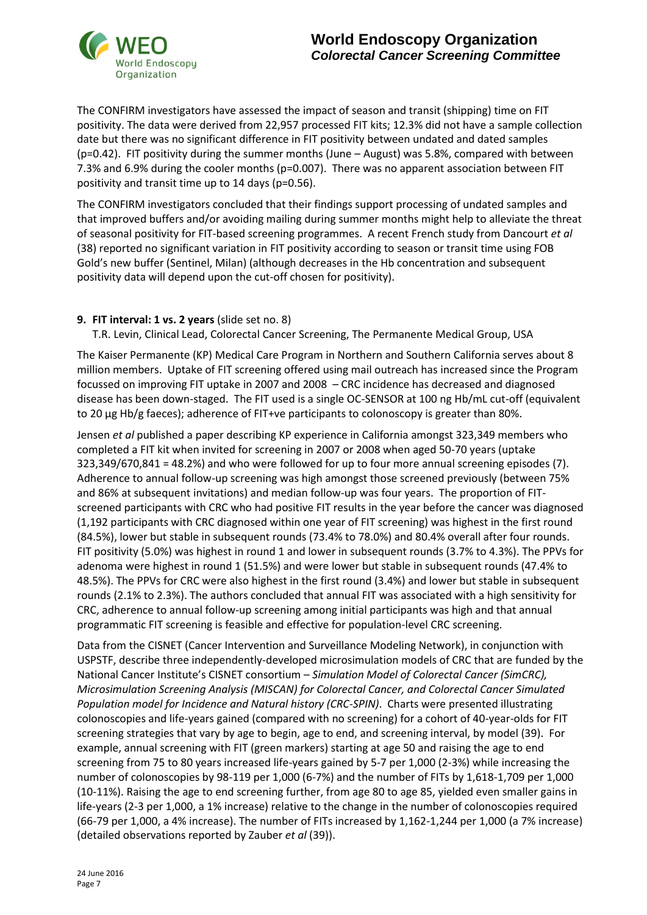The CONFIRM investigators have assessed the impact of season and transit (shipping) time on FIT positivity. The data were derived from 22,957 processed FIT kits; 12.3% did not have a sample collection date but there was no significant difference in FIT positivity between undated and dated samples ($p=0.42$). FIT positivity during the summer months (June – August) was 5.8%, compared with between 7.3% and 6.9% during the cooler months ($p=0.007$). There was no apparent association between FIT positivity and transit time up to 14 days ($p=0.56$).

The CONFIRM investigators concluded that their findings support processing of undated samples and that improved buffers and/or avoiding mailing during summer months might help to alleviate the threat of seasonal positivity for FIT-based screening programmes. A recent French study from Dancourt *et al* (38) reported no significant variation in FIT positivity according to season or transit time using FOB Gold's new buffer (Sentinel, Milan) (although decreases in the Hb concentration and subsequent positivity data will depend upon the cut-off chosen for positivity).

## 9. **FIT interval: 1 vs. 2 years** (slide set no. 8)

T.R. Levin, Clinical Lead, Colorectal Cancer Screening, The Permanente Medical Group, USA

The Kaiser Permanente (KP) Medical Care Program in Northern and Southern California serves about 8 million members. Uptake of FIT screening offered using mail outreach has increased since the Program focussed on improving FIT uptake in 2007 and 2008 – CRC incidence has decreased and diagnosed disease has been down-staged. The FIT used is a single OC-SENSOR at 100 ng Hb/mL cut-off (equivalent to 20 µg Hb/g faeces); adherence of FIT+ve participants to colonoscopy is greater than 80%.

Jensen *et al* published a paper describing KP experience in California amongst 323,349 members who completed a FIT kit when invited for screening in 2007 or 2008 when aged 50-70 years (uptake 323,349/670,841 = 48.2%) and who were followed for up to four more annual screening episodes (7). Adherence to annual follow-up screening was high amongst those screened previously (between 75% and 86% at subsequent invitations) and median follow-up was four years. The proportion of FIT-screened participants with CRC who had positive FIT results in the year before the cancer was diagnosed (1,192 participants with CRC diagnosed within one year of FIT screening) was highest in the first round (84.5%), lower but stable in subsequent rounds (73.4% to 78.0%) and 80.4% overall after four rounds. FIT positivity (5.0%) was highest in round 1 and lower in subsequent rounds (3.7% to 4.3%). The PPVs for adenoma were highest in round 1 (51.5%) and were lower but stable in subsequent rounds (47.4% to 48.5%). The PPVs for CRC were also highest in the first round (3.4%) and lower but stable in subsequent rounds (2.1% to 2.3%). The authors concluded that annual FIT was associated with a high sensitivity for CRC, adherence to annual follow-up screening among initial participants was high and that annual programmatic FIT screening is feasible and effective for population-level CRC screening.

Data from the CISNET (Cancer Intervention and Surveillance Modeling Network), in conjunction with USPSTF, describe three independently-developed microsimulation models of CRC that are funded by the National Cancer Institute's CISNET consortium – *Simulation Model of Colorectal Cancer (SimCRC), Microsimulation Screening Analysis (MISCAN) for Colorectal Cancer, and Colorectal Cancer Simulated Population model for Incidence and Natural history (CRC-SPIN)*. Charts were presented illustrating colonoscopies and life-years gained (compared with no screening) for a cohort of 40-year-olds for FIT screening strategies that vary by age to begin, age to end, and screening interval, by model (39). For example, annual screening with FIT (green markers) starting at age 50 and raising the age to end screening from 75 to 80 years increased life-years gained by 5-7 per 1,000 (2-3%) while increasing the number of colonoscopies by 98-119 per 1,000 (6-7%) and the number of FITs by 1,618-1,709 per 1,000 (10-11%). Raising the age to end screening further, from age 80 to age 85, yielded even smaller gains in life-years (2-3 per 1,000, a 1% increase) relative to the change in the number of colonoscopies required (66-79 per 1,000, a 4% increase). The number of FITs increased by 1,162-1,244 per 1,000 (a 7% increase) (detailed observations reported by Zauber *et al* (39)).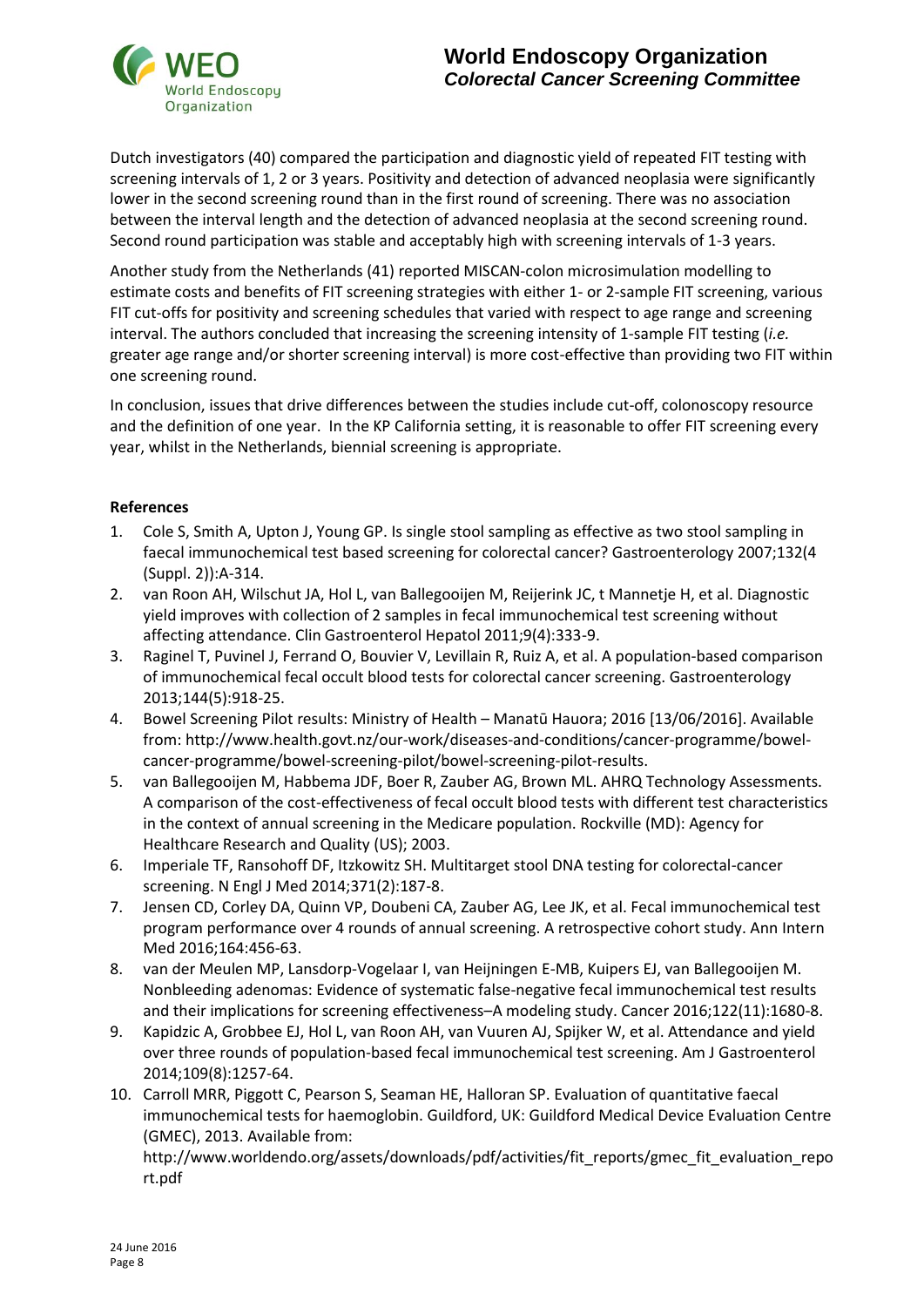Dutch investigators (40) compared the participation and diagnostic yield of repeated FIT testing with screening intervals of 1, 2 or 3 years. Positivity and detection of advanced neoplasia were significantly lower in the second screening round than in the first round of screening. There was no association between the interval length and the detection of advanced neoplasia at the second screening round. Second round participation was stable and acceptably high with screening intervals of 1-3 years.

Another study from the Netherlands (41) reported MISCAN-colon microsimulation modelling to estimate costs and benefits of FIT screening strategies with either 1- or 2-sample FIT screening, various FIT cut-offs for positivity and screening schedules that varied with respect to age range and screening interval. The authors concluded that increasing the screening intensity of 1-sample FIT testing (*i.e.* greater age range and/or shorter screening interval) is more cost-effective than providing two FIT within one screening round.

In conclusion, issues that drive differences between the studies include cut-off, colonoscopy resource and the definition of one year. In the KP California setting, it is reasonable to offer FIT screening every year, whilst in the Netherlands, biennial screening is appropriate.

**References**

1. Cole S, Smith A, Upton J, Young GP. Is single stool sampling as effective as two stool sampling in faecal immunochemical test based screening for colorectal cancer? Gastroenterology 2007;132(4 (Suppl. 2)):A-314.
2. van Roon AH, Wilschut JA, Hol L, van Ballegooijen M, Reijerink JC, t Mannetje H, et al. Diagnostic yield improves with collection of 2 samples in fecal immunochemical test screening without affecting attendance. Clin Gastroenterol Hepatol 2011;9(4):333-9.
3. Raginel T, Puvinel J, Ferrand O, Bouvier V, Levillain R, Ruiz A, et al. A population-based comparison of immunochemical fecal occult blood tests for colorectal cancer screening. Gastroenterology 2013;144(5):918-25.
4. Bowel Screening Pilot results: Ministry of Health – Manatū Hauora; 2016 [13/06/2016]. Available from: http://www.health.govt.nz/our-work/diseases-and-conditions/cancer-programme/bowel-cancer-programme/bowel-screening-pilot/bowel-screening-pilot-results.
5. van Ballegooijen M, Habbema JDF, Boer R, Zauber AG, Brown ML. AHRQ Technology Assessments. A comparison of the cost-effectiveness of fecal occult blood tests with different test characteristics in the context of annual screening in the Medicare population. Rockville (MD): Agency for Healthcare Research and Quality (US); 2003.
6. Imperiale TF, Ransohoff DF, Itzkowitz SH. Multitarget stool DNA testing for colorectal-cancer screening. N Engl J Med 2014;371(2):187-8.
7. Jensen CD, Corley DA, Quinn VP, Doubeni CA, Zauber AG, Lee JK, et al. Fecal immunochemical test program performance over 4 rounds of annual screening. A retrospective cohort study. Ann Intern Med 2016;164:456-63.
8. van der Meulen MP, Lansdorp-Vogelaar I, van Heijningen E-MB, Kuipers EJ, van Ballegooijen M. Nonbleeding adenomas: Evidence of systematic false-negative fecal immunochemical test results and their implications for screening effectiveness–A modeling study. Cancer 2016;122(11):1680-8.
9. Kapidzic A, Grobbee EJ, Hol L, van Roon AH, van Vuuren AJ, Spijker W, et al. Attendance and yield over three rounds of population-based fecal immunochemical test screening. Am J Gastroenterol 2014;109(8):1257-64.
10. Carroll MRR, Piggott C, Pearson S, Seaman HE, Halloran SP. Evaluation of quantitative faecal immunochemical tests for haemoglobin. Guildford, UK: Guildford Medical Device Evaluation Centre (GMEC), 2013. Available from: http://www.worldendo.org/assets/downloads/pdf/activities/fit_reports/gmec_fit_evaluation_report.pdf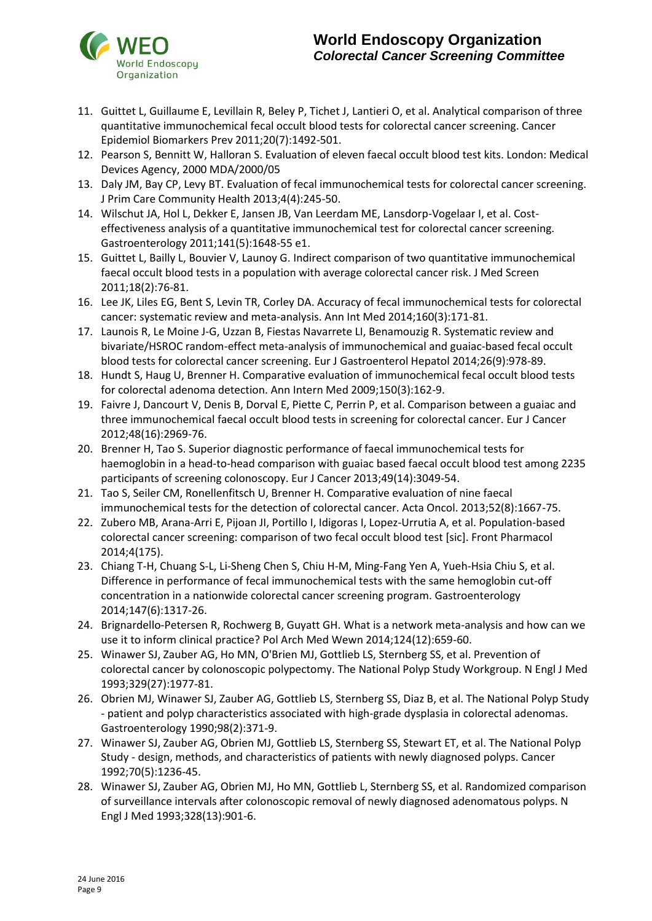11. Guittet L, Guillaume E, Levillain R, Beley P, Tichet J, Lantieri O, et al. Analytical comparison of three quantitative immunochemical fecal occult blood tests for colorectal cancer screening. Cancer Epidemiol Biomarkers Prev 2011;20(7):1492-501.
12. Pearson S, Bennitt W, Halloran S. Evaluation of eleven faecal occult blood test kits. London: Medical Devices Agency, 2000 MDA/2000/05
13. Daly JM, Bay CP, Levy BT. Evaluation of fecal immunochemical tests for colorectal cancer screening. J Prim Care Community Health 2013;4(4):245-50.
14. Wilschut JA, Hol L, Dekker E, Jansen JB, Van Leerdam ME, Lansdorp-Vogelaar I, et al. Cost-effectiveness analysis of a quantitative immunochemical test for colorectal cancer screening. Gastroenterology 2011;141(5):1648-55 e1.
15. Guittet L, Bailly L, Bouvier V, Launoy G. Indirect comparison of two quantitative immunochemical faecal occult blood tests in a population with average colorectal cancer risk. J Med Screen 2011;18(2):76-81.
16. Lee JK, Liles EG, Bent S, Levin TR, Corley DA. Accuracy of fecal immunochemical tests for colorectal cancer: systematic review and meta-analysis. Ann Int Med 2014;160(3):171-81.
17. Launois R, Le Moine J-G, Uzzan B, Fiestas Navarrete LI, Benamouzig R. Systematic review and bivariate/HSROC random-effect meta-analysis of immunochemical and guaiac-based fecal occult blood tests for colorectal cancer screening. Eur J Gastroenterol Hepatol 2014;26(9):978-89.
18. Hundt S, Haug U, Brenner H. Comparative evaluation of immunochemical fecal occult blood tests for colorectal adenoma detection. Ann Intern Med 2009;150(3):162-9.
19. Faivre J, Dancourt V, Denis B, Dorval E, Piette C, Perrin P, et al. Comparison between a guaiac and three immunochemical faecal occult blood tests in screening for colorectal cancer. Eur J Cancer 2012;48(16):2969-76.
20. Brenner H, Tao S. Superior diagnostic performance of faecal immunochemical tests for haemoglobin in a head-to-head comparison with guaiac based faecal occult blood test among 2235 participants of screening colonoscopy. Eur J Cancer 2013;49(14):3049-54.
21. Tao S, Seiler CM, Ronellenfitsch U, Brenner H. Comparative evaluation of nine faecal immunochemical tests for the detection of colorectal cancer. Acta Oncol. 2013;52(8):1667-75.
22. Zubero MB, Arana-Arri E, Pijoan JI, Portillo I, Idigoras I, Lopez-Urrutia A, et al. Population-based colorectal cancer screening: comparison of two fecal occult blood test [sic]. Front Pharmacol 2014;4(175).
23. Chiang T-H, Chuang S-L, Li-Sheng Chen S, Chiu H-M, Ming-Fang Yen A, Yueh-Hsia Chiu S, et al. Difference in performance of fecal immunochemical tests with the same hemoglobin cut-off concentration in a nationwide colorectal cancer screening program. Gastroenterology 2014;147(6):1317-26.
24. Brignardello-Petersen R, Rochwerg B, Guyatt GH. What is a network meta-analysis and how can we use it to inform clinical practice? Pol Arch Med Wewn 2014;124(12):659-60.
25. Winawer SJ, Zauber AG, Ho MN, O'Brien MJ, Gottlieb LS, Sternberg SS, et al. Prevention of colorectal cancer by colonoscopic polypectomy. The National Polyp Study Workgroup. N Engl J Med 1993;329(27):1977-81.
26. Obrien MJ, Winawer SJ, Zauber AG, Gottlieb LS, Sternberg SS, Diaz B, et al. The National Polyp Study - patient and polyp characteristics associated with high-grade dysplasia in colorectal adenomas. Gastroenterology 1990;98(2):371-9.
27. Winawer SJ, Zauber AG, Obrien MJ, Gottlieb LS, Sternberg SS, Stewart ET, et al. The National Polyp Study - design, methods, and characteristics of patients with newly diagnosed polyps. Cancer 1992;70(5):1236-45.
28. Winawer SJ, Zauber AG, Obrien MJ, Ho MN, Gottlieb L, Sternberg SS, et al. Randomized comparison of surveillance intervals after colonoscopic removal of newly diagnosed adenomatous polyps. N Engl J Med 1993;328(13):901-6.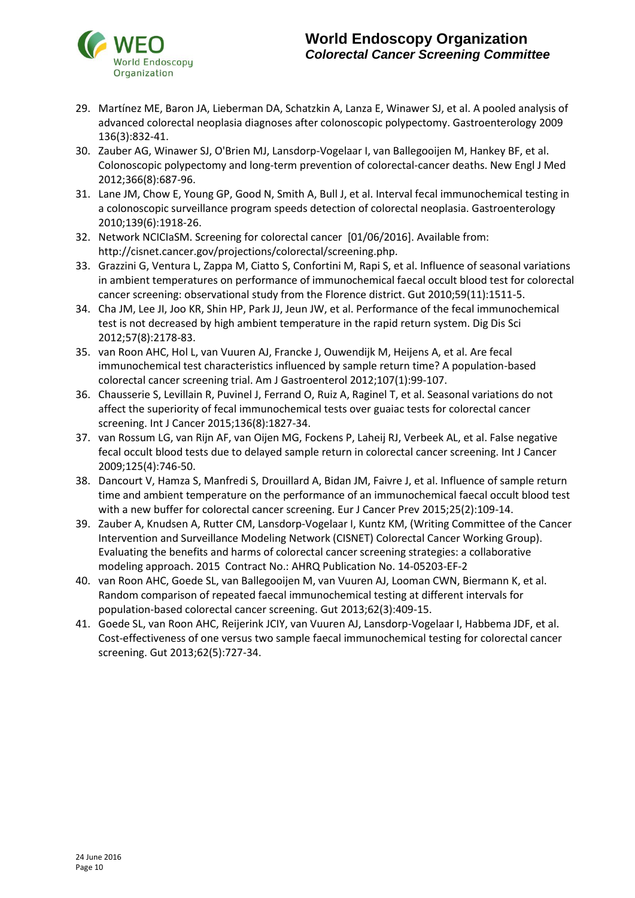29. Martínez ME, Baron JA, Lieberman DA, Schatzkin A, Lanza E, Winawer SJ, et al. A pooled analysis of advanced colorectal neoplasia diagnoses after colonoscopic polypectomy. Gastroenterology 2009 136(3):832-41.
30. Zauber AG, Winawer SJ, O'Brien MJ, Lansdorp-Vogelaar I, van Ballegooijen M, Hankey BF, et al. Colonoscopic polypectomy and long-term prevention of colorectal-cancer deaths. New Engl J Med 2012;366(8):687-96.
31. Lane JM, Chow E, Young GP, Good N, Smith A, Bull J, et al. Interval fecal immunochemical testing in a colonoscopic surveillance program speeds detection of colorectal neoplasia. Gastroenterology 2010;139(6):1918-26.
32. Network NCICIaSM. Screening for colorectal cancer [01/06/2016]. Available from: http://cisnet.cancer.gov/projections/colorectal/screening.php.
33. Grazzini G, Ventura L, Zappa M, Ciatto S, Confortini M, Rapi S, et al. Influence of seasonal variations in ambient temperatures on performance of immunochemical faecal occult blood test for colorectal cancer screening: observational study from the Florence district. Gut 2010;59(11):1511-5.
34. Cha JM, Lee JI, Joo KR, Shin HP, Park JJ, Jeun JW, et al. Performance of the fecal immunochemical test is not decreased by high ambient temperature in the rapid return system. Dig Dis Sci 2012;57(8):2178-83.
35. van Roon AHC, Hol L, van Vuuren AJ, Francke J, Ouwendijk M, Heijens A, et al. Are fecal immunochemical test characteristics influenced by sample return time? A population-based colorectal cancer screening trial. Am J Gastroenterol 2012;107(1):99-107.
36. Chausserie S, Levillain R, Puvinel J, Ferrand O, Ruiz A, Raginel T, et al. Seasonal variations do not affect the superiority of fecal immunochemical tests over guaiac tests for colorectal cancer screening. Int J Cancer 2015;136(8):1827-34.
37. van Rossum LG, van Rijn AF, van Oijen MG, Fockens P, Laheij RJ, Verbeek AL, et al. False negative fecal occult blood tests due to delayed sample return in colorectal cancer screening. Int J Cancer 2009;125(4):746-50.
38. Dancourt V, Hamza S, Manfredi S, Drouillard A, Bidan JM, Faivre J, et al. Influence of sample return time and ambient temperature on the performance of an immunochemical faecal occult blood test with a new buffer for colorectal cancer screening. Eur J Cancer Prev 2015;25(2):109-14.
39. Zauber A, Knudsen A, Rutter CM, Lansdorp-Vogelaar I, Kuntz KM, (Writing Committee of the Cancer Intervention and Surveillance Modeling Network (CISNET) Colorectal Cancer Working Group). Evaluating the benefits and harms of colorectal cancer screening strategies: a collaborative modeling approach. 2015 Contract No.: AHRQ Publication No. 14-05203-EF-2
40. van Roon AHC, Goede SL, van Ballegooijen M, van Vuuren AJ, Looman CWN, Biermann K, et al. Random comparison of repeated faecal immunochemical testing at different intervals for population-based colorectal cancer screening. Gut 2013;62(3):409-15.
41. Goede SL, van Roon AHC, Reijerink JCIY, van Vuuren AJ, Lansdorp-Vogelaar I, Habbema JDF, et al. Cost-effectiveness of one versus two sample faecal immunochemical testing for colorectal cancer screening. Gut 2013;62(5):727-34.